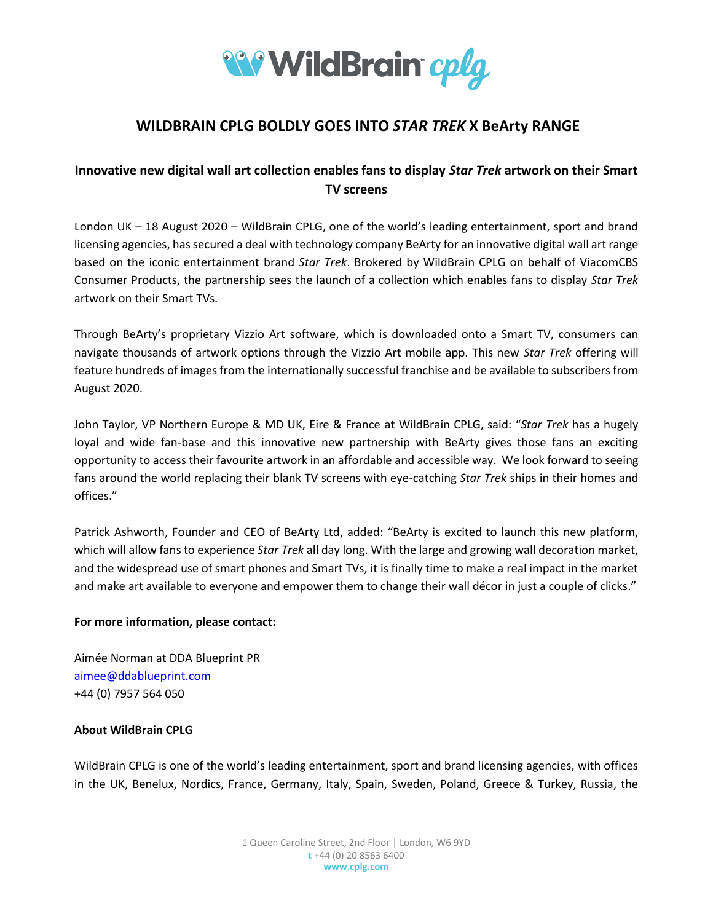# WILDBRAIN CPLG BOLDLY GOES INTO *STAR TREK* X BeArty RANGE

## Innovative new digital wall art collection enables fans to display *Star Trek* artwork on their Smart TV screens

London UK – 18 August 2020 – WildBrain CPLG, one of the world's leading entertainment, sport and brand licensing agencies, has secured a deal with technology company BeArty for an innovative digital wall art range based on the iconic entertainment brand *Star Trek*. Brokered by WildBrain CPLG on behalf of ViacomCBS Consumer Products, the partnership sees the launch of a collection which enables fans to display *Star Trek* artwork on their Smart TVs.

Through BeArty's proprietary Vizzio Art software, which is downloaded onto a Smart TV, consumers can navigate thousands of artwork options through the Vizzio Art mobile app. This new *Star Trek* offering will feature hundreds of images from the internationally successful franchise and be available to subscribers from August 2020.

John Taylor, VP Northern Europe & MD UK, Eire & France at WildBrain CPLG, said: "*Star Trek* has a hugely loyal and wide fan-base and this innovative new partnership with BeArty gives those fans an exciting opportunity to access their favourite artwork in an affordable and accessible way. We look forward to seeing fans around the world replacing their blank TV screens with eye-catching *Star Trek* ships in their homes and offices."

Patrick Ashworth, Founder and CEO of BeArty Ltd, added: "BeArty is excited to launch this new platform, which will allow fans to experience *Star Trek* all day long. With the large and growing wall decoration market, and the widespread use of smart phones and Smart TVs, it is finally time to make a real impact in the market and make art available to everyone and empower them to change their wall décor in just a couple of clicks."

**For more information, please contact:**

Aimée Norman at DDA Blueprint PR
aimee@ddablueprint.com
+44 (0) 7957 564 050

**About WildBrain CPLG**

WildBrain CPLG is one of the world's leading entertainment, sport and brand licensing agencies, with offices in the UK, Benelux, Nordics, France, Germany, Italy, Spain, Sweden, Poland, Greece & Turkey, Russia, the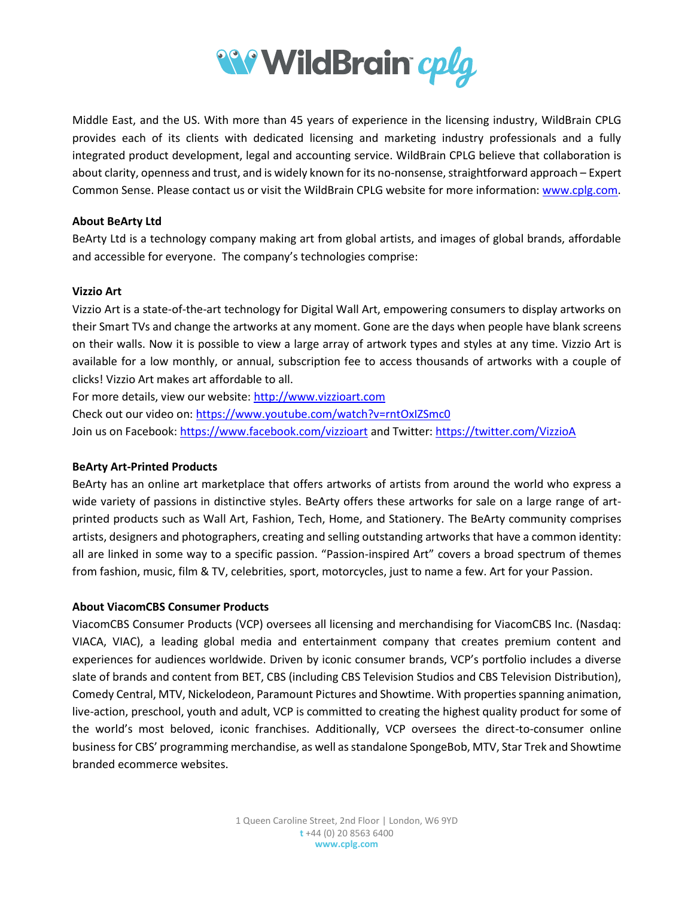Middle East, and the US. With more than 45 years of experience in the licensing industry, WildBrain CPLG provides each of its clients with dedicated licensing and marketing industry professionals and a fully integrated product development, legal and accounting service. WildBrain CPLG believe that collaboration is about clarity, openness and trust, and is widely known for its no-nonsense, straightforward approach – Expert Common Sense. Please contact us or visit the WildBrain CPLG website for more information: www.cplg.com.

**About BeArty Ltd**

BeArty Ltd is a technology company making art from global artists, and images of global brands, affordable and accessible for everyone. The company's technologies comprise:

**Vizzio Art**

Vizzio Art is a state-of-the-art technology for Digital Wall Art, empowering consumers to display artworks on their Smart TVs and change the artworks at any moment. Gone are the days when people have blank screens on their walls. Now it is possible to view a large array of artwork types and styles at any time. Vizzio Art is available for a low monthly, or annual, subscription fee to access thousands of artworks with a couple of clicks! Vizzio Art makes art affordable to all.

For more details, view our website: http://www.vizzioart.com

Check out our video on: https://www.youtube.com/watch?v=rntOxIZSmc0

Join us on Facebook: https://www.facebook.com/vizzioart and Twitter: https://twitter.com/VizzioA

**BeArty Art-Printed Products**

BeArty has an online art marketplace that offers artworks of artists from around the world who express a wide variety of passions in distinctive styles. BeArty offers these artworks for sale on a large range of art-printed products such as Wall Art, Fashion, Tech, Home, and Stationery. The BeArty community comprises artists, designers and photographers, creating and selling outstanding artworks that have a common identity: all are linked in some way to a specific passion. "Passion-inspired Art" covers a broad spectrum of themes from fashion, music, film & TV, celebrities, sport, motorcycles, just to name a few. Art for your Passion.

**About ViacomCBS Consumer Products**

ViacomCBS Consumer Products (VCP) oversees all licensing and merchandising for ViacomCBS Inc. (Nasdaq: VIACA, VIAC), a leading global media and entertainment company that creates premium content and experiences for audiences worldwide. Driven by iconic consumer brands, VCP's portfolio includes a diverse slate of brands and content from BET, CBS (including CBS Television Studios and CBS Television Distribution), Comedy Central, MTV, Nickelodeon, Paramount Pictures and Showtime. With properties spanning animation, live-action, preschool, youth and adult, VCP is committed to creating the highest quality product for some of the world's most beloved, iconic franchises. Additionally, VCP oversees the direct-to-consumer online business for CBS' programming merchandise, as well as standalone SpongeBob, MTV, Star Trek and Showtime branded ecommerce websites.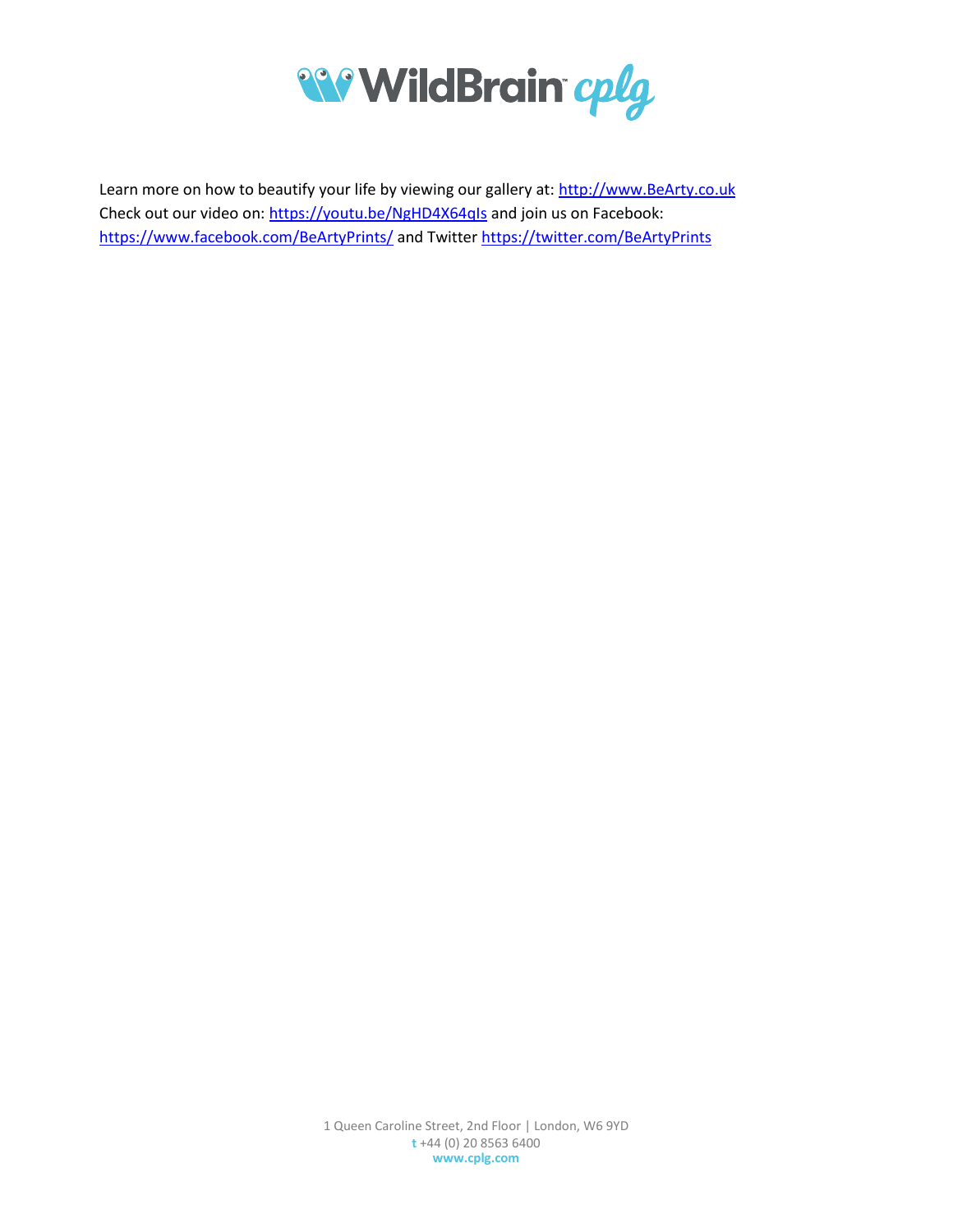Learn more on how to beautify your life by viewing our gallery at: http://www.BeArty.co.uk
Check out our video on: https://youtu.be/NgHD4X64qIs and join us on Facebook:
https://www.facebook.com/BeArtyPrints/ and Twitter https://twitter.com/BeArtyPrints